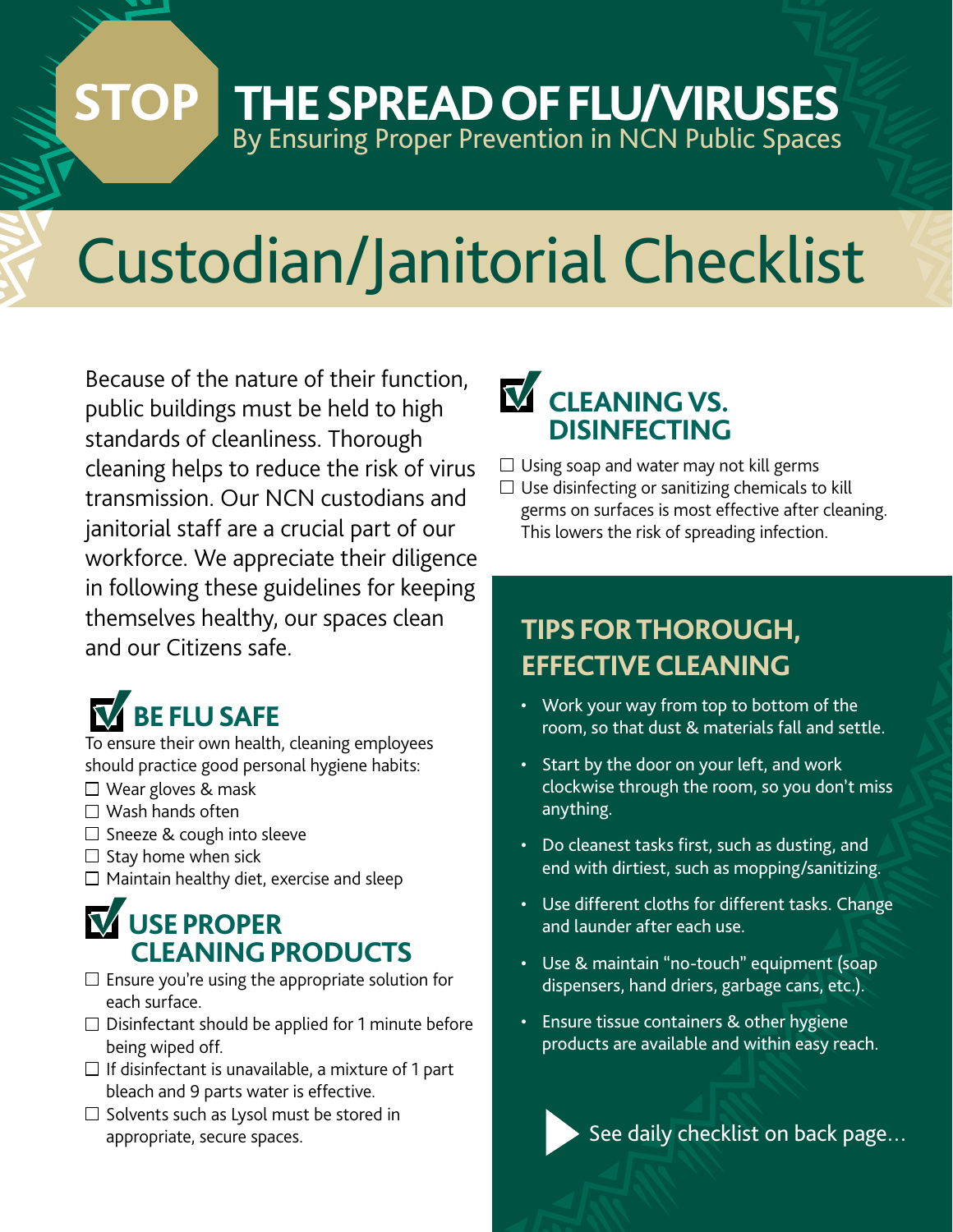# STOP THE SPREAD OF FLU/VIRUSES

By Ensuring Proper Prevention in NCN Public Spaces

# Custodian/Janitorial Checklist

Because of the nature of their function, public buildings must be held to high standards of cleanliness. Thorough cleaning helps to reduce the risk of virus transmission. Our NCN custodians and janitorial staff are a crucial part of our workforce. We appreciate their diligence in following these guidelines for keeping themselves healthy, our spaces clean and our Citizens safe.

## BE FLU SAFE

To ensure their own health, cleaning employees should practice good personal hygiene habits:

- [ ] Wear gloves & mask
- [ ] Wash hands often
- [ ] Sneeze & cough into sleeve
- [ ] Stay home when sick
- [ ] Maintain healthy diet, exercise and sleep

## USE PROPER CLEANING PRODUCTS

- [ ] Ensure you're using the appropriate solution for each surface.
- [ ] Disinfectant should be applied for 1 minute before being wiped off.
- [ ] If disinfectant is unavailable, a mixture of 1 part bleach and 9 parts water is effective.
- [ ] Solvents such as Lysol must be stored in appropriate, secure spaces.

## CLEANING VS. DISINFECTING

- [ ] Using soap and water may not kill germs
- [ ] Use disinfecting or sanitizing chemicals to kill germs on surfaces is most effective after cleaning. This lowers the risk of spreading infection.

## TIPS FOR THOROUGH, EFFECTIVE CLEANING

- Work your way from top to bottom of the room, so that dust & materials fall and settle.
- Start by the door on your left, and work clockwise through the room, so you don't miss anything.
- Do cleanest tasks first, such as dusting, and end with dirtiest, such as mopping/sanitizing.
- Use different cloths for different tasks. Change and launder after each use.
- Use & maintain "no-touch" equipment (soap dispensers, hand driers, garbage cans, etc.).
- Ensure tissue containers & other hygiene products are available and within easy reach.

See daily checklist on back page…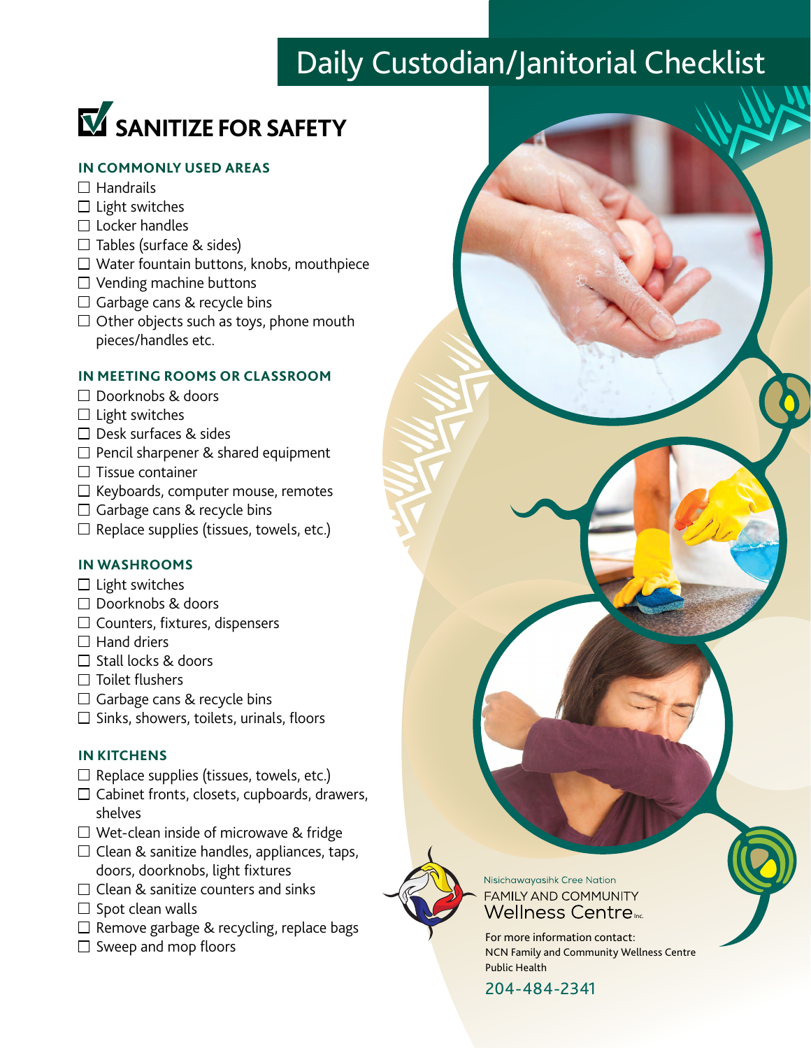# Daily Custodian/Janitorial Checklist

## SANITIZE FOR SAFETY

### IN COMMONLY USED AREAS

- ☐ Handrails
- ☐ Light switches
- ☐ Locker handles
- ☐ Tables (surface & sides)
- ☐ Water fountain buttons, knobs, mouthpiece
- ☐ Vending machine buttons
- ☐ Garbage cans & recycle bins
- ☐ Other objects such as toys, phone mouth pieces/handles etc.

### IN MEETING ROOMS OR CLASSROOM

- ☐ Doorknobs & doors
- ☐ Light switches
- ☐ Desk surfaces & sides
- ☐ Pencil sharpener & shared equipment
- ☐ Tissue container
- ☐ Keyboards, computer mouse, remotes
- ☐ Garbage cans & recycle bins
- ☐ Replace supplies (tissues, towels, etc.)

### IN WASHROOMS

- ☐ Light switches
- ☐ Doorknobs & doors
- ☐ Counters, fixtures, dispensers
- ☐ Hand driers
- ☐ Stall locks & doors
- ☐ Toilet flushers
- ☐ Garbage cans & recycle bins
- ☐ Sinks, showers, toilets, urinals, floors

### IN KITCHENS

- ☐ Replace supplies (tissues, towels, etc.)
- ☐ Cabinet fronts, closets, cupboards, drawers, shelves
- ☐ Wet-clean inside of microwave & fridge
- ☐ Clean & sanitize handles, appliances, taps, doors, doorknobs, light fixtures
- ☐ Clean & sanitize counters and sinks
- ☐ Spot clean walls
- ☐ Remove garbage & recycling, replace bags
- ☐ Sweep and mop floors

Nisichawayasihk Cree Nation
FAMILY AND COMMUNITY
Wellness Centre Inc.

For more information contact:
NCN Family and Community Wellness Centre
Public Health

204-484-2341